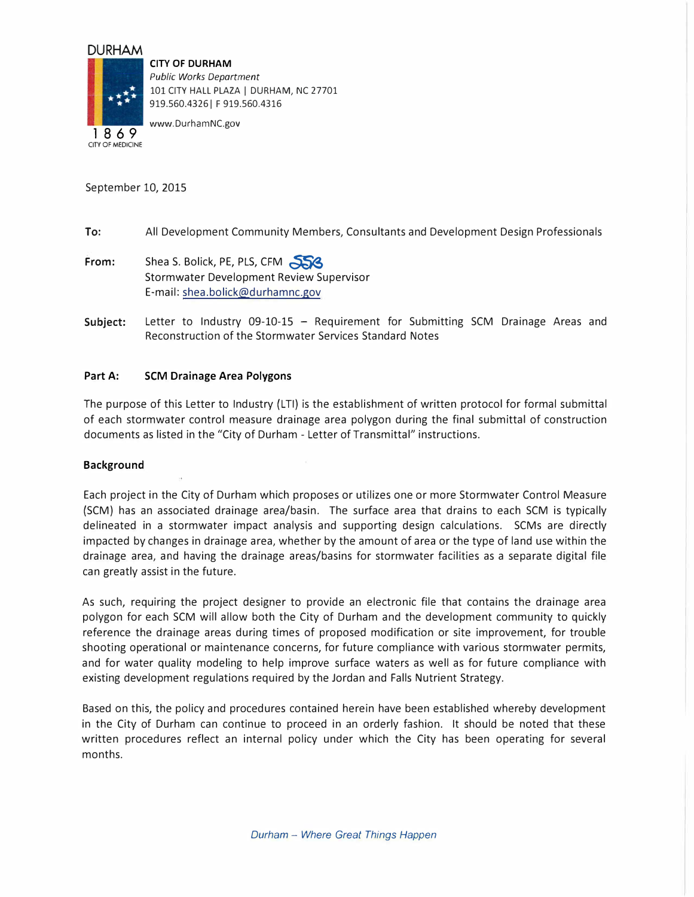DURHAM

1869
CITY OF MEDICINE

**CITY OF DURHAM**
*Public Works Department*
101 CITY HALL PLAZA | DURHAM, NC 27701
919.560.4326| F 919.560.4316
www.DurhamNC.gov

September 10, 2015

**To:** All Development Community Members, Consultants and Development Design Professionals

**From:** Shea S. Bolick, PE, PLS, CFM
Stormwater Development Review Supervisor
E-mail: shea.bolick@durhamnc.gov

**Subject:** Letter to Industry 09-10-15 – Requirement for Submitting SCM Drainage Areas and Reconstruction of the Stormwater Services Standard Notes

## Part A: SCM Drainage Area Polygons

The purpose of this Letter to Industry (LTI) is the establishment of written protocol for formal submittal of each stormwater control measure drainage area polygon during the final submittal of construction documents as listed in the "City of Durham - Letter of Transmittal" instructions.

### Background

Each project in the City of Durham which proposes or utilizes one or more Stormwater Control Measure (SCM) has an associated drainage area/basin. The surface area that drains to each SCM is typically delineated in a stormwater impact analysis and supporting design calculations. SCMs are directly impacted by changes in drainage area, whether by the amount of area or the type of land use within the drainage area, and having the drainage areas/basins for stormwater facilities as a separate digital file can greatly assist in the future.

As such, requiring the project designer to provide an electronic file that contains the drainage area polygon for each SCM will allow both the City of Durham and the development community to quickly reference the drainage areas during times of proposed modification or site improvement, for trouble shooting operational or maintenance concerns, for future compliance with various stormwater permits, and for water quality modeling to help improve surface waters as well as for future compliance with existing development regulations required by the Jordan and Falls Nutrient Strategy.

Based on this, the policy and procedures contained herein have been established whereby development in the City of Durham can continue to proceed in an orderly fashion. It should be noted that these written procedures reflect an internal policy under which the City has been operating for several months.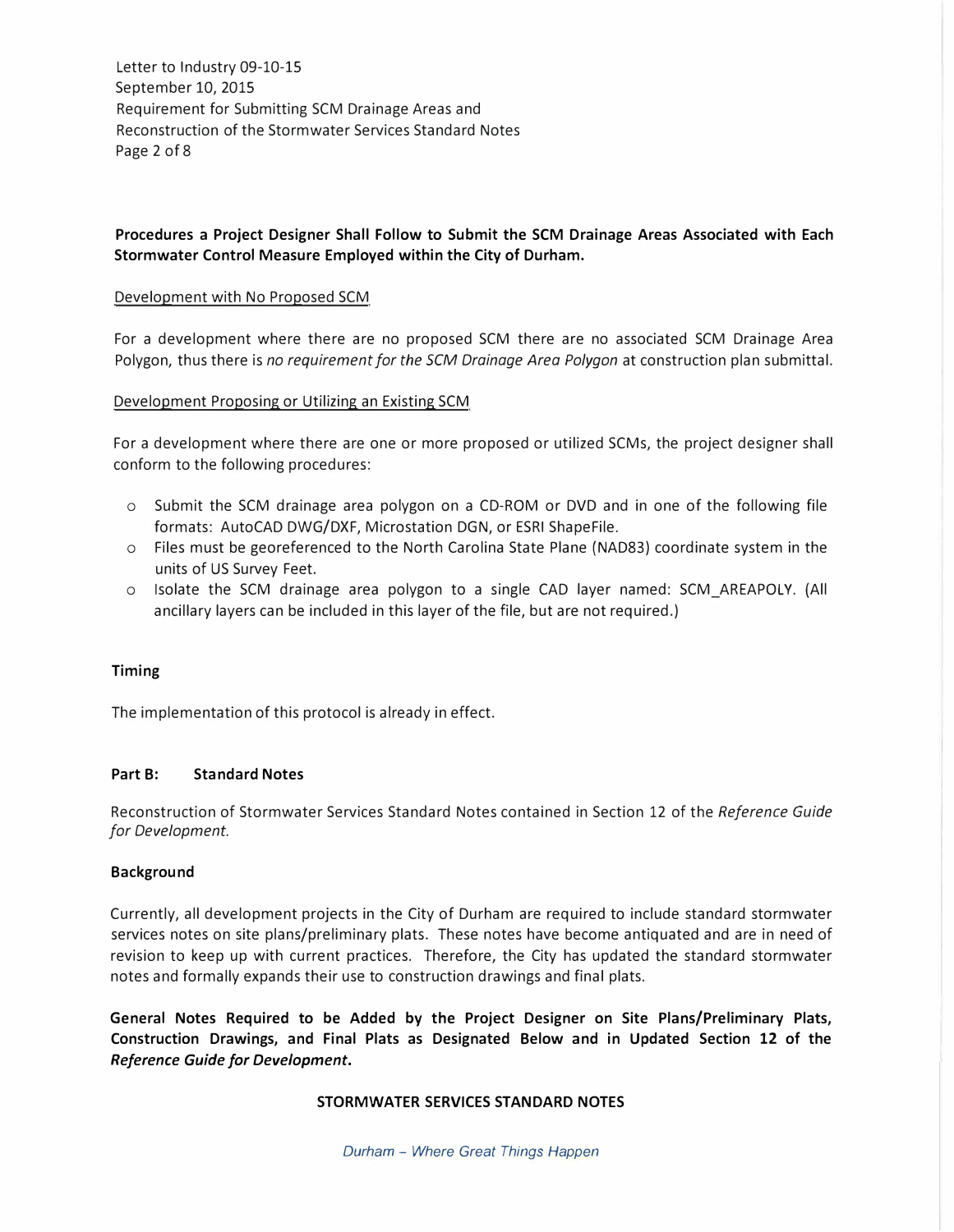**Procedures a Project Designer Shall Follow to Submit the SCM Drainage Areas Associated with Each Stormwater Control Measure Employed within the City of Durham.**

Development with No Proposed SCM

For a development where there are no proposed SCM there are no associated SCM Drainage Area Polygon, thus there is *no requirement for the SCM Drainage Area Polygon* at construction plan submittal.

Development Proposing or Utilizing an Existing SCM

For a development where there are one or more proposed or utilized SCMs, the project designer shall conform to the following procedures:

- Submit the SCM drainage area polygon on a CD-ROM or DVD and in one of the following file formats: AutoCAD DWG/DXF, Microstation DGN, or ESRI ShapeFile.
- Files must be georeferenced to the North Carolina State Plane (NAD83) coordinate system in the units of US Survey Feet.
- Isolate the SCM drainage area polygon to a single CAD layer named: SCM_AREAPOLY. (All ancillary layers can be included in this layer of the file, but are not required.)

**Timing**

The implementation of this protocol is already in effect.

## Part B: Standard Notes

Reconstruction of Stormwater Services Standard Notes contained in Section 12 of the *Reference Guide for Development.*

**Background**

Currently, all development projects in the City of Durham are required to include standard stormwater services notes on site plans/preliminary plats. These notes have become antiquated and are in need of revision to keep up with current practices. Therefore, the City has updated the standard stormwater notes and formally expands their use to construction drawings and final plats.

**General Notes Required to be Added by the Project Designer on Site Plans/Preliminary Plats, Construction Drawings, and Final Plats as Designated Below and in Updated Section 12 of the *Reference Guide for Development*.**

**STORMWATER SERVICES STANDARD NOTES**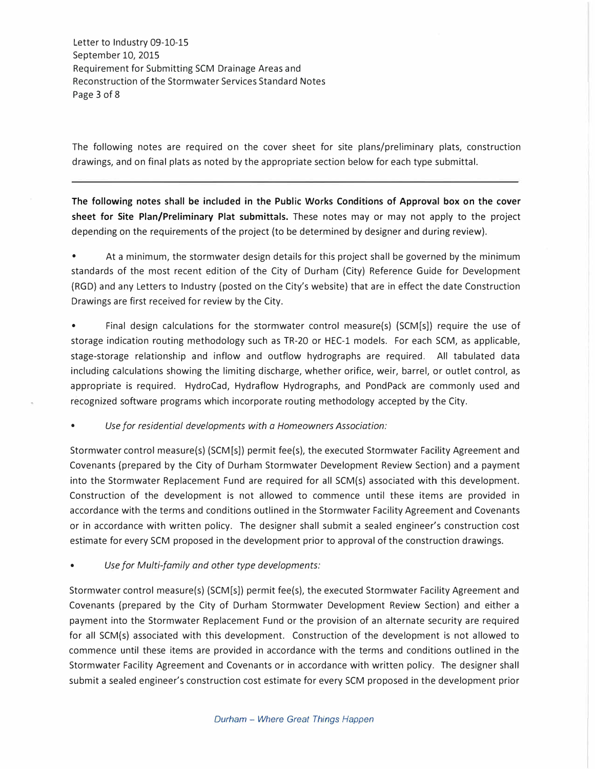The following notes are required on the cover sheet for site plans/preliminary plats, construction drawings, and on final plats as noted by the appropriate section below for each type submittal.

---

**The following notes shall be included in the Public Works Conditions of Approval box on the cover sheet for Site Plan/Preliminary Plat submittals.** These notes may or may not apply to the project depending on the requirements of the project (to be determined by designer and during review).

- At a minimum, the stormwater design details for this project shall be governed by the minimum standards of the most recent edition of the City of Durham (City) Reference Guide for Development (RGD) and any Letters to Industry (posted on the City's website) that are in effect the date Construction Drawings are first received for review by the City.

- Final design calculations for the stormwater control measure(s) (SCM[s]) require the use of storage indication routing methodology such as TR-20 or HEC-1 models. For each SCM, as applicable, stage-storage relationship and inflow and outflow hydrographs are required. All tabulated data including calculations showing the limiting discharge, whether orifice, weir, barrel, or outlet control, as appropriate is required. HydroCad, Hydraflow Hydrographs, and PondPack are commonly used and recognized software programs which incorporate routing methodology accepted by the City.

- *Use for residential developments with a Homeowners Association:*

Stormwater control measure(s) (SCM[s]) permit fee(s), the executed Stormwater Facility Agreement and Covenants (prepared by the City of Durham Stormwater Development Review Section) and a payment into the Stormwater Replacement Fund are required for all SCM(s) associated with this development. Construction of the development is not allowed to commence until these items are provided in accordance with the terms and conditions outlined in the Stormwater Facility Agreement and Covenants or in accordance with written policy. The designer shall submit a sealed engineer's construction cost estimate for every SCM proposed in the development prior to approval of the construction drawings.

- *Use for Multi-family and other type developments:*

Stormwater control measure(s) (SCM[s]) permit fee(s), the executed Stormwater Facility Agreement and Covenants (prepared by the City of Durham Stormwater Development Review Section) and either a payment into the Stormwater Replacement Fund or the provision of an alternate security are required for all SCM(s) associated with this development. Construction of the development is not allowed to commence until these items are provided in accordance with the terms and conditions outlined in the Stormwater Facility Agreement and Covenants or in accordance with written policy. The designer shall submit a sealed engineer's construction cost estimate for every SCM proposed in the development prior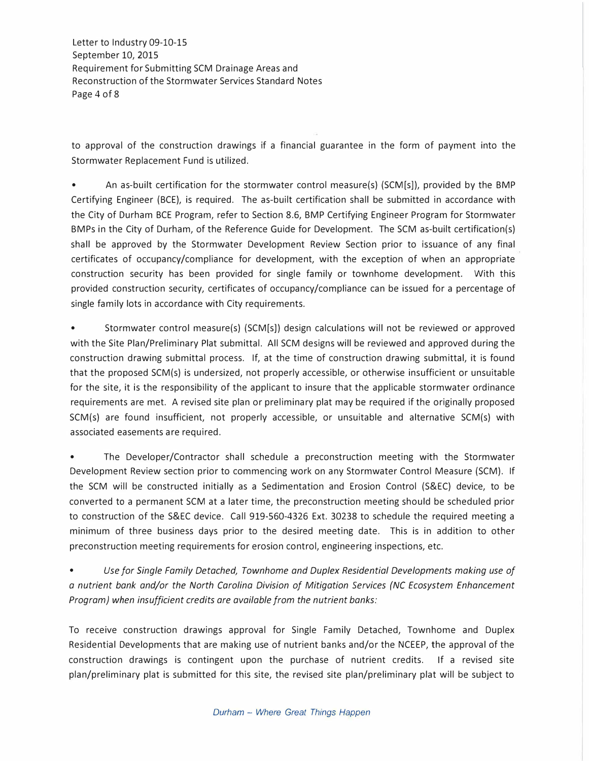to approval of the construction drawings if a financial guarantee in the form of payment into the Stormwater Replacement Fund is utilized.

- An as-built certification for the stormwater control measure(s) (SCM[s]), provided by the BMP Certifying Engineer (BCE), is required. The as-built certification shall be submitted in accordance with the City of Durham BCE Program, refer to Section 8.6, BMP Certifying Engineer Program for Stormwater BMPs in the City of Durham, of the Reference Guide for Development. The SCM as-built certification(s) shall be approved by the Stormwater Development Review Section prior to issuance of any final certificates of occupancy/compliance for development, with the exception of when an appropriate construction security has been provided for single family or townhome development. With this provided construction security, certificates of occupancy/compliance can be issued for a percentage of single family lots in accordance with City requirements.

- Stormwater control measure(s) (SCM[s]) design calculations will not be reviewed or approved with the Site Plan/Preliminary Plat submittal. All SCM designs will be reviewed and approved during the construction drawing submittal process. If, at the time of construction drawing submittal, it is found that the proposed SCM(s) is undersized, not properly accessible, or otherwise insufficient or unsuitable for the site, it is the responsibility of the applicant to insure that the applicable stormwater ordinance requirements are met. A revised site plan or preliminary plat may be required if the originally proposed SCM(s) are found insufficient, not properly accessible, or unsuitable and alternative SCM(s) with associated easements are required.

- The Developer/Contractor shall schedule a preconstruction meeting with the Stormwater Development Review section prior to commencing work on any Stormwater Control Measure (SCM). If the SCM will be constructed initially as a Sedimentation and Erosion Control (S&EC) device, to be converted to a permanent SCM at a later time, the preconstruction meeting should be scheduled prior to construction of the S&EC device. Call 919-560-4326 Ext. 30238 to schedule the required meeting a minimum of three business days prior to the desired meeting date. This is in addition to other preconstruction meeting requirements for erosion control, engineering inspections, etc.

- *Use for Single Family Detached, Townhome and Duplex Residential Developments making use of a nutrient bank and/or the North Carolina Division of Mitigation Services (NC Ecosystem Enhancement Program) when insufficient credits are available from the nutrient banks:*

To receive construction drawings approval for Single Family Detached, Townhome and Duplex Residential Developments that are making use of nutrient banks and/or the NCEEP, the approval of the construction drawings is contingent upon the purchase of nutrient credits. If a revised site plan/preliminary plat is submitted for this site, the revised site plan/preliminary plat will be subject to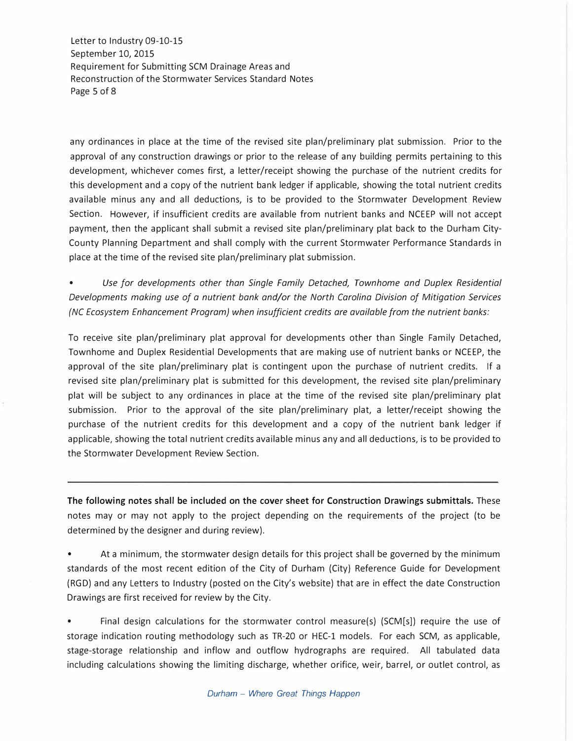any ordinances in place at the time of the revised site plan/preliminary plat submission. Prior to the approval of any construction drawings or prior to the release of any building permits pertaining to this development, whichever comes first, a letter/receipt showing the purchase of the nutrient credits for this development and a copy of the nutrient bank ledger if applicable, showing the total nutrient credits available minus any and all deductions, is to be provided to the Stormwater Development Review Section. However, if insufficient credits are available from nutrient banks and NCEEP will not accept payment, then the applicant shall submit a revised site plan/preliminary plat back to the Durham City-County Planning Department and shall comply with the current Stormwater Performance Standards in place at the time of the revised site plan/preliminary plat submission.

- *Use for developments other than Single Family Detached, Townhome and Duplex Residential Developments making use of a nutrient bank and/or the North Carolina Division of Mitigation Services (NC Ecosystem Enhancement Program) when insufficient credits are available from the nutrient banks:*

To receive site plan/preliminary plat approval for developments other than Single Family Detached, Townhome and Duplex Residential Developments that are making use of nutrient banks or NCEEP, the approval of the site plan/preliminary plat is contingent upon the purchase of nutrient credits. If a revised site plan/preliminary plat is submitted for this development, the revised site plan/preliminary plat will be subject to any ordinances in place at the time of the revised site plan/preliminary plat submission. Prior to the approval of the site plan/preliminary plat, a letter/receipt showing the purchase of the nutrient credits for this development and a copy of the nutrient bank ledger if applicable, showing the total nutrient credits available minus any and all deductions, is to be provided to the Stormwater Development Review Section.

---

**The following notes shall be included on the cover sheet for Construction Drawings submittals.** These notes may or may not apply to the project depending on the requirements of the project (to be determined by the designer and during review).

- At a minimum, the stormwater design details for this project shall be governed by the minimum standards of the most recent edition of the City of Durham (City) Reference Guide for Development (RGD) and any Letters to Industry (posted on the City's website) that are in effect the date Construction Drawings are first received for review by the City.

- Final design calculations for the stormwater control measure(s) (SCM[s]) require the use of storage indication routing methodology such as TR-20 or HEC-1 models. For each SCM, as applicable, stage-storage relationship and inflow and outflow hydrographs are required. All tabulated data including calculations showing the limiting discharge, whether orifice, weir, barrel, or outlet control, as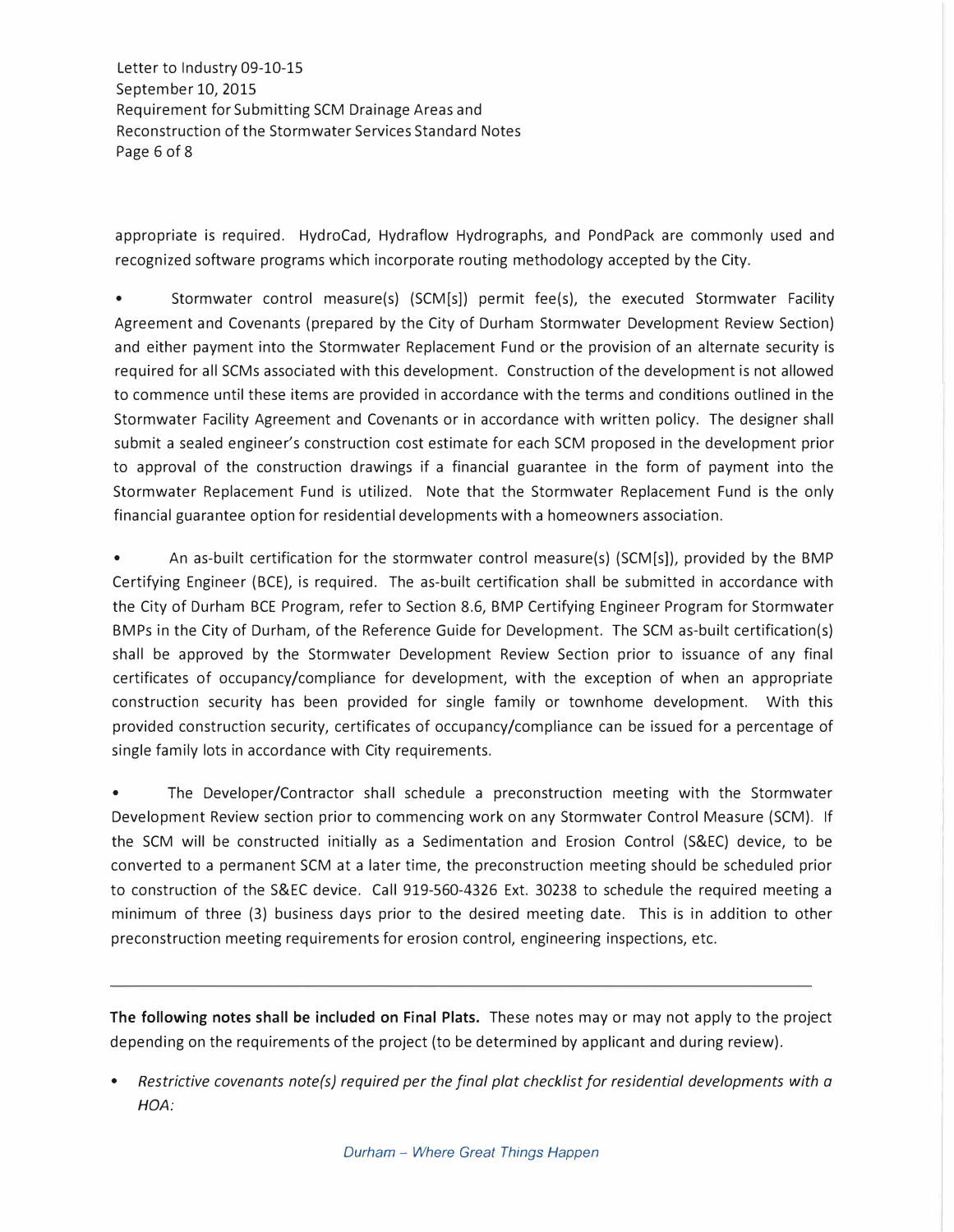appropriate is required. HydroCad, Hydraflow Hydrographs, and PondPack are commonly used and recognized software programs which incorporate routing methodology accepted by the City.

- Stormwater control measure(s) (SCM[s]) permit fee(s), the executed Stormwater Facility Agreement and Covenants (prepared by the City of Durham Stormwater Development Review Section) and either payment into the Stormwater Replacement Fund or the provision of an alternate security is required for all SCMs associated with this development. Construction of the development is not allowed to commence until these items are provided in accordance with the terms and conditions outlined in the Stormwater Facility Agreement and Covenants or in accordance with written policy. The designer shall submit a sealed engineer's construction cost estimate for each SCM proposed in the development prior to approval of the construction drawings if a financial guarantee in the form of payment into the Stormwater Replacement Fund is utilized. Note that the Stormwater Replacement Fund is the only financial guarantee option for residential developments with a homeowners association.

- An as-built certification for the stormwater control measure(s) (SCM[s]), provided by the BMP Certifying Engineer (BCE), is required. The as-built certification shall be submitted in accordance with the City of Durham BCE Program, refer to Section 8.6, BMP Certifying Engineer Program for Stormwater BMPs in the City of Durham, of the Reference Guide for Development. The SCM as-built certification(s) shall be approved by the Stormwater Development Review Section prior to issuance of any final certificates of occupancy/compliance for development, with the exception of when an appropriate construction security has been provided for single family or townhome development. With this provided construction security, certificates of occupancy/compliance can be issued for a percentage of single family lots in accordance with City requirements.

- The Developer/Contractor shall schedule a preconstruction meeting with the Stormwater Development Review section prior to commencing work on any Stormwater Control Measure (SCM). If the SCM will be constructed initially as a Sedimentation and Erosion Control (S&EC) device, to be converted to a permanent SCM at a later time, the preconstruction meeting should be scheduled prior to construction of the S&EC device. Call 919-560-4326 Ext. 30238 to schedule the required meeting a minimum of three (3) business days prior to the desired meeting date. This is in addition to other preconstruction meeting requirements for erosion control, engineering inspections, etc.

---

**The following notes shall be included on Final Plats.** These notes may or may not apply to the project depending on the requirements of the project (to be determined by applicant and during review).

- *Restrictive covenants note(s) required per the final plat checklist for residential developments with a HOA:*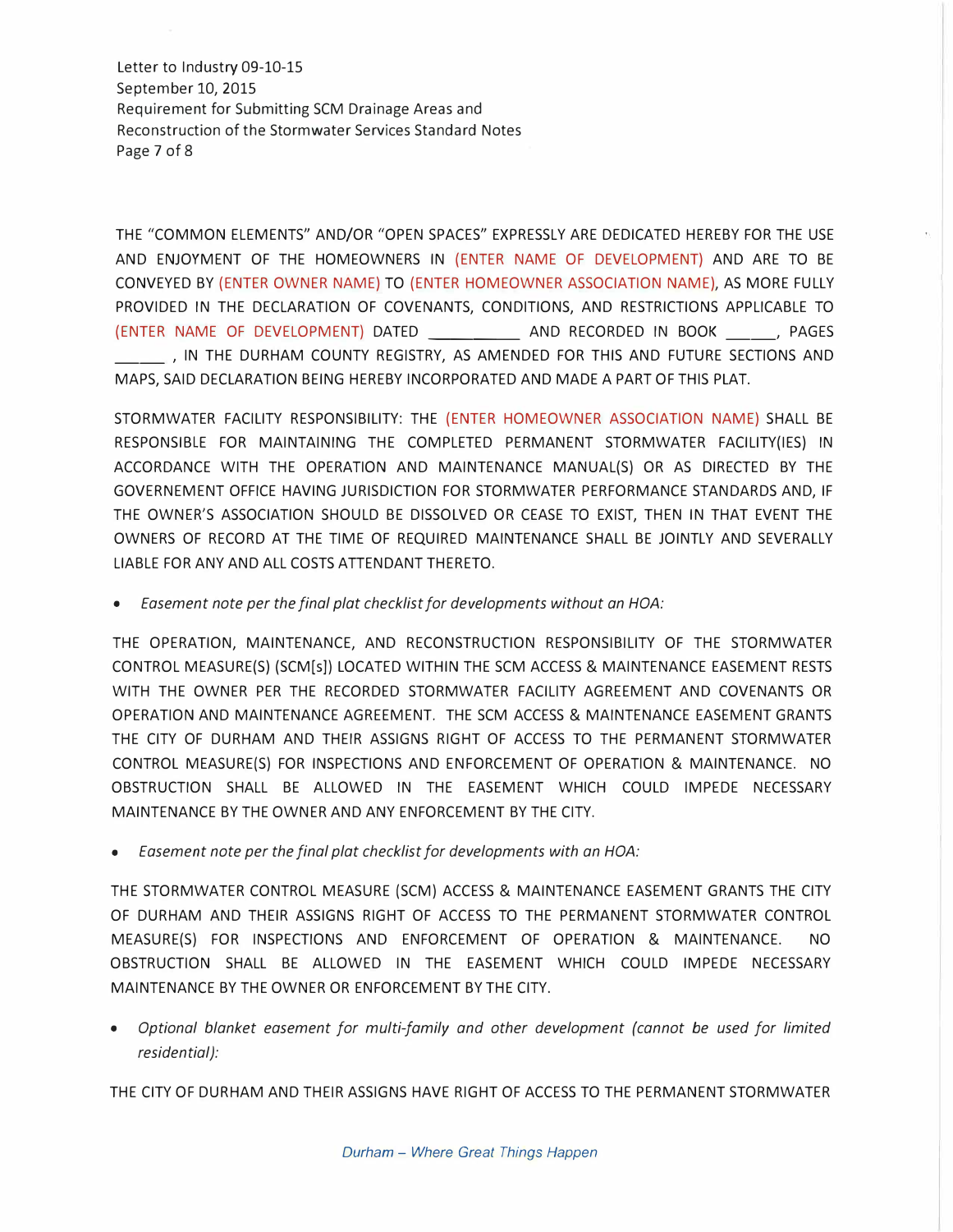THE "COMMON ELEMENTS" AND/OR "OPEN SPACES" EXPRESSLY ARE DEDICATED HEREBY FOR THE USE AND ENJOYMENT OF THE HOMEOWNERS IN (ENTER NAME OF DEVELOPMENT) AND ARE TO BE CONVEYED BY (ENTER OWNER NAME) TO (ENTER HOMEOWNER ASSOCIATION NAME), AS MORE FULLY PROVIDED IN THE DECLARATION OF COVENANTS, CONDITIONS, AND RESTRICTIONS APPLICABLE TO (ENTER NAME OF DEVELOPMENT) DATED __________ AND RECORDED IN BOOK _____, PAGES _____ , IN THE DURHAM COUNTY REGISTRY, AS AMENDED FOR THIS AND FUTURE SECTIONS AND MAPS, SAID DECLARATION BEING HEREBY INCORPORATED AND MADE A PART OF THIS PLAT.

STORMWATER FACILITY RESPONSIBILITY: THE (ENTER HOMEOWNER ASSOCIATION NAME) SHALL BE RESPONSIBLE FOR MAINTAINING THE COMPLETED PERMANENT STORMWATER FACILITY(IES) IN ACCORDANCE WITH THE OPERATION AND MAINTENANCE MANUAL(S) OR AS DIRECTED BY THE GOVERNEMENT OFFICE HAVING JURISDICTION FOR STORMWATER PERFORMANCE STANDARDS AND, IF THE OWNER'S ASSOCIATION SHOULD BE DISSOLVED OR CEASE TO EXIST, THEN IN THAT EVENT THE OWNERS OF RECORD AT THE TIME OF REQUIRED MAINTENANCE SHALL BE JOINTLY AND SEVERALLY LIABLE FOR ANY AND ALL COSTS ATTENDANT THERETO.

- *Easement note per the final plat checklist for developments without an HOA:*

THE OPERATION, MAINTENANCE, AND RECONSTRUCTION RESPONSIBILITY OF THE STORMWATER CONTROL MEASURE(S) (SCM[s]) LOCATED WITHIN THE SCM ACCESS & MAINTENANCE EASEMENT RESTS WITH THE OWNER PER THE RECORDED STORMWATER FACILITY AGREEMENT AND COVENANTS OR OPERATION AND MAINTENANCE AGREEMENT. THE SCM ACCESS & MAINTENANCE EASEMENT GRANTS THE CITY OF DURHAM AND THEIR ASSIGNS RIGHT OF ACCESS TO THE PERMANENT STORMWATER CONTROL MEASURE(S) FOR INSPECTIONS AND ENFORCEMENT OF OPERATION & MAINTENANCE. NO OBSTRUCTION SHALL BE ALLOWED IN THE EASEMENT WHICH COULD IMPEDE NECESSARY MAINTENANCE BY THE OWNER AND ANY ENFORCEMENT BY THE CITY.

- *Easement note per the final plat checklist for developments with an HOA:*

THE STORMWATER CONTROL MEASURE (SCM) ACCESS & MAINTENANCE EASEMENT GRANTS THE CITY OF DURHAM AND THEIR ASSIGNS RIGHT OF ACCESS TO THE PERMANENT STORMWATER CONTROL MEASURE(S) FOR INSPECTIONS AND ENFORCEMENT OF OPERATION & MAINTENANCE. NO OBSTRUCTION SHALL BE ALLOWED IN THE EASEMENT WHICH COULD IMPEDE NECESSARY MAINTENANCE BY THE OWNER OR ENFORCEMENT BY THE CITY.

- *Optional blanket easement for multi-family and other development (cannot be used for limited residential):*

THE CITY OF DURHAM AND THEIR ASSIGNS HAVE RIGHT OF ACCESS TO THE PERMANENT STORMWATER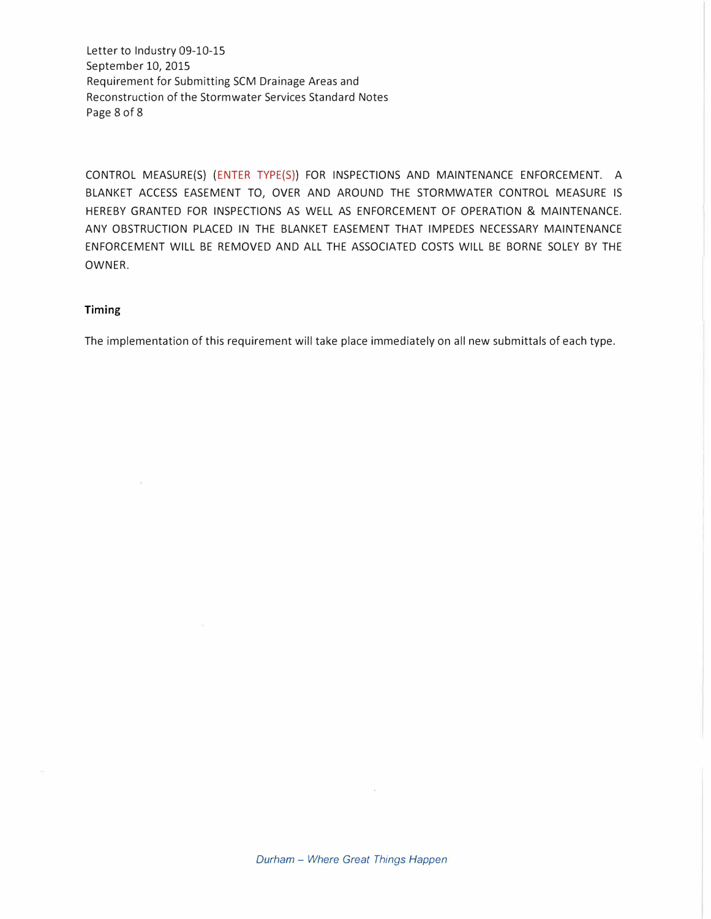CONTROL MEASURE(S) (ENTER TYPE(S)) FOR INSPECTIONS AND MAINTENANCE ENFORCEMENT. A BLANKET ACCESS EASEMENT TO, OVER AND AROUND THE STORMWATER CONTROL MEASURE IS HEREBY GRANTED FOR INSPECTIONS AS WELL AS ENFORCEMENT OF OPERATION & MAINTENANCE. ANY OBSTRUCTION PLACED IN THE BLANKET EASEMENT THAT IMPEDES NECESSARY MAINTENANCE ENFORCEMENT WILL BE REMOVED AND ALL THE ASSOCIATED COSTS WILL BE BORNE SOLEY BY THE OWNER.

**Timing**

The implementation of this requirement will take place immediately on all new submittals of each type.